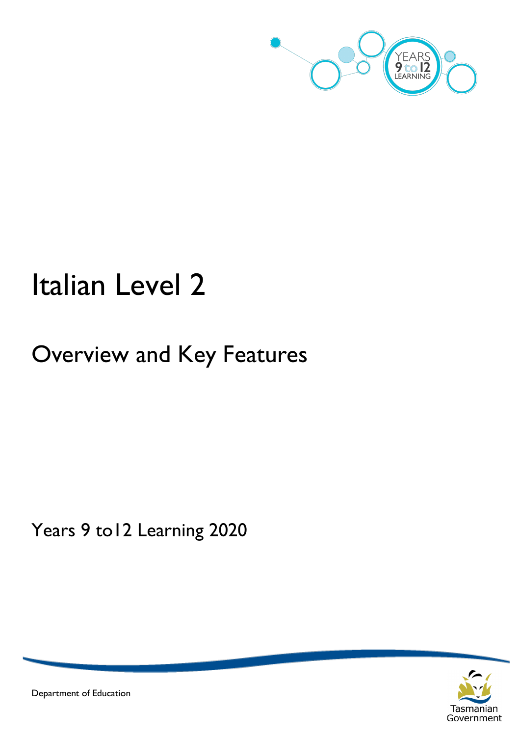# Italian Level 2

## Overview and Key Features

Years 9 to12 Learning 2020

Department of Education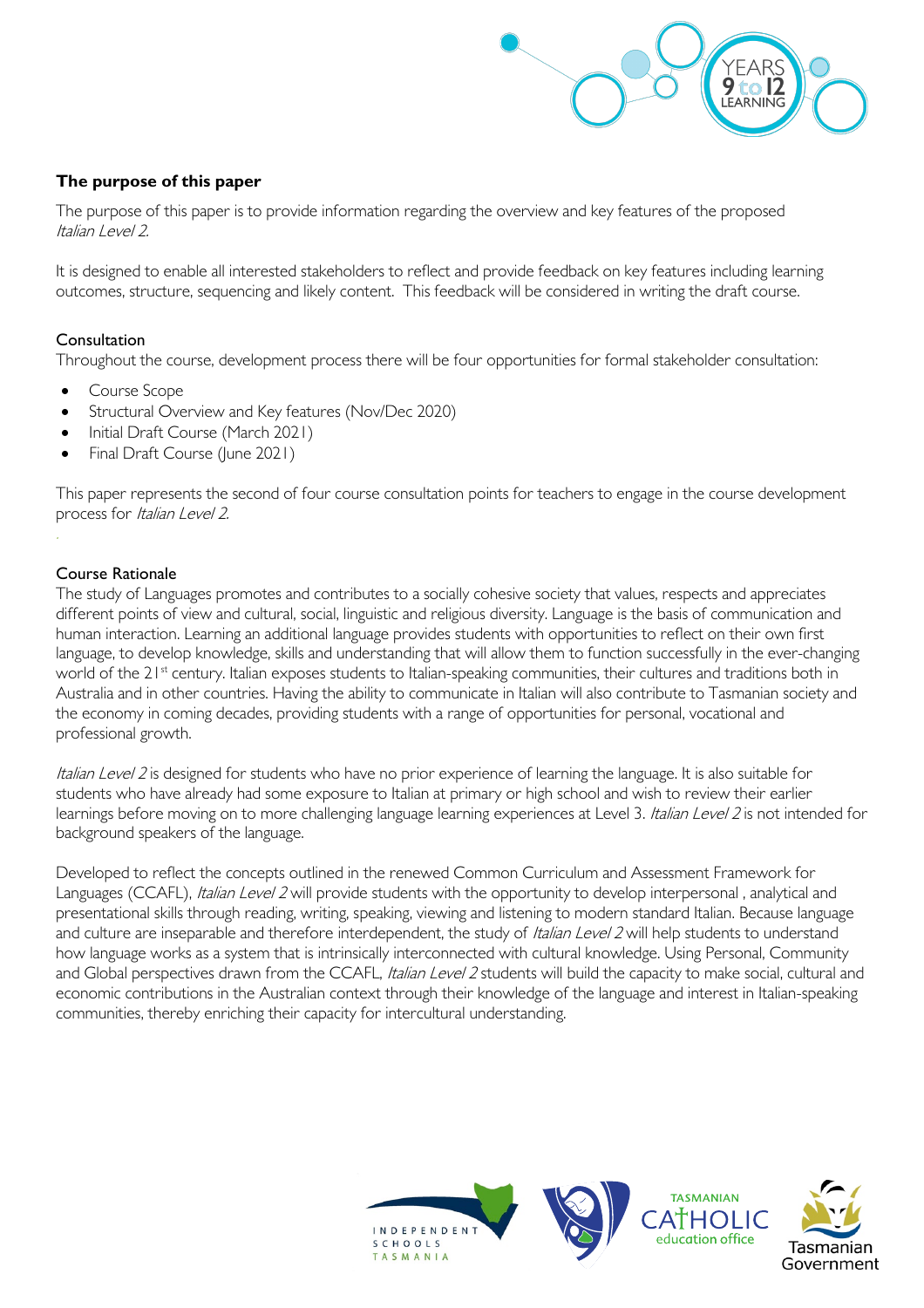**The purpose of this paper**

The purpose of this paper is to provide information regarding the overview and key features of the proposed *Italian Level 2.*

It is designed to enable all interested stakeholders to reflect and provide feedback on key features including learning outcomes, structure, sequencing and likely content. This feedback will be considered in writing the draft course.

### Consultation

Throughout the course, development process there will be four opportunities for formal stakeholder consultation:

- Course Scope
- Structural Overview and Key features (Nov/Dec 2020)
- Initial Draft Course (March 2021)
- Final Draft Course (June 2021)

This paper represents the second of four course consultation points for teachers to engage in the course development process for *Italian Level 2.*

### Course Rationale

The study of Languages promotes and contributes to a socially cohesive society that values, respects and appreciates different points of view and cultural, social, linguistic and religious diversity. Language is the basis of communication and human interaction. Learning an additional language provides students with opportunities to reflect on their own first language, to develop knowledge, skills and understanding that will allow them to function successfully in the ever-changing world of the 21st century. Italian exposes students to Italian-speaking communities, their cultures and traditions both in Australia and in other countries. Having the ability to communicate in Italian will also contribute to Tasmanian society and the economy in coming decades, providing students with a range of opportunities for personal, vocational and professional growth.

*Italian Level 2* is designed for students who have no prior experience of learning the language. It is also suitable for students who have already had some exposure to Italian at primary or high school and wish to review their earlier learnings before moving on to more challenging language learning experiences at Level 3. *Italian Level 2* is not intended for background speakers of the language.

Developed to reflect the concepts outlined in the renewed Common Curriculum and Assessment Framework for Languages (CCAFL), *Italian Level 2* will provide students with the opportunity to develop interpersonal , analytical and presentational skills through reading, writing, speaking, viewing and listening to modern standard Italian. Because language and culture are inseparable and therefore interdependent, the study of *Italian Level 2* will help students to understand how language works as a system that is intrinsically interconnected with cultural knowledge. Using Personal, Community and Global perspectives drawn from the CCAFL, *Italian Level 2* students will build the capacity to make social, cultural and economic contributions in the Australian context through their knowledge of the language and interest in Italian-speaking communities, thereby enriching their capacity for intercultural understanding.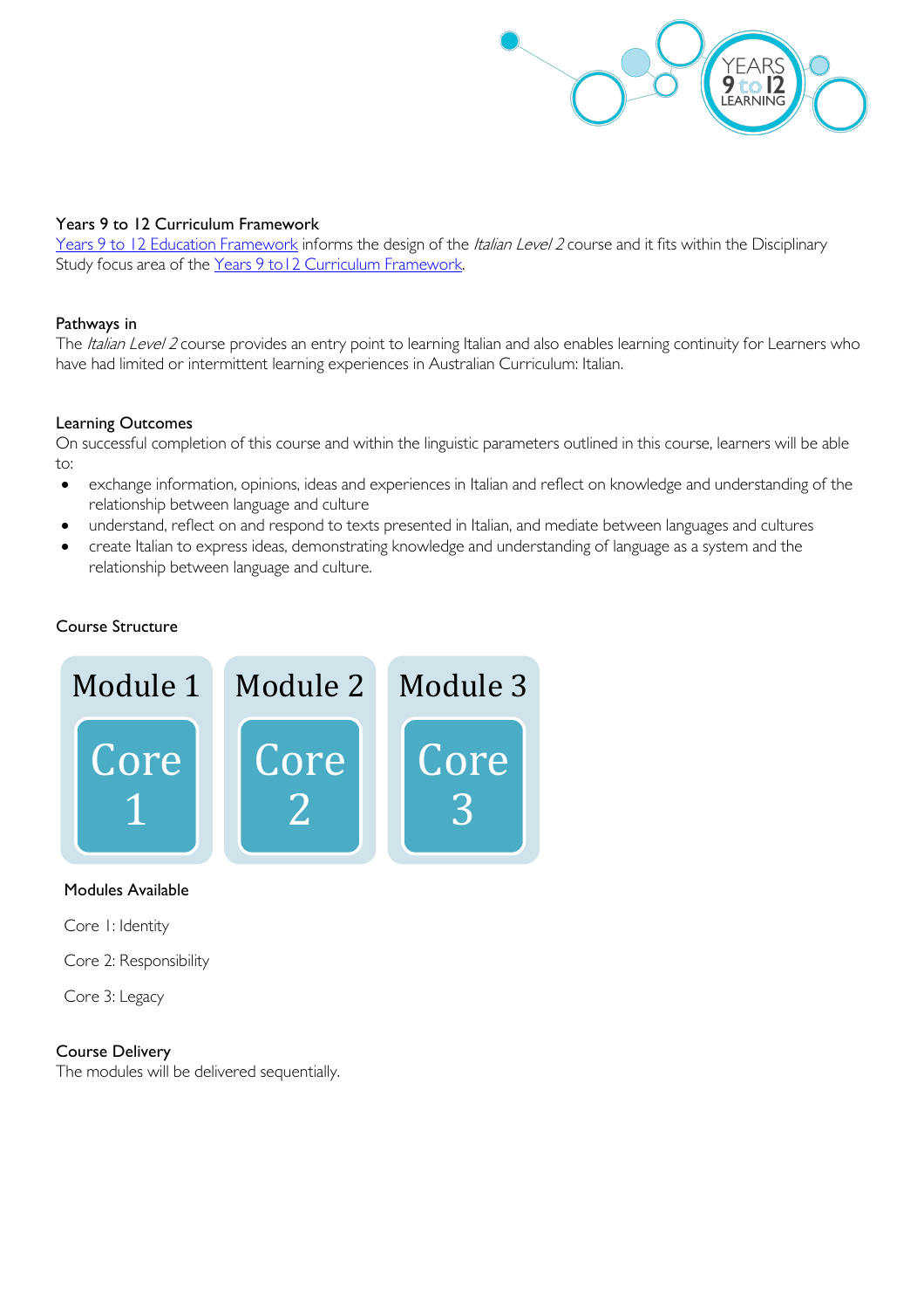## Years 9 to 12 Curriculum Framework

[Years 9 to 12 Education Framework](#) informs the design of the *Italian Level 2* course and it fits within the Disciplinary Study focus area of the [Years 9 to12 Curriculum Framework](#).

## Pathways in

The *Italian Level 2* course provides an entry point to learning Italian and also enables learning continuity for Learners who have had limited or intermittent learning experiences in Australian Curriculum: Italian.

## Learning Outcomes

On successful completion of this course and within the linguistic parameters outlined in this course, learners will be able to:

- exchange information, opinions, ideas and experiences in Italian and reflect on knowledge and understanding of the relationship between language and culture
- understand, reflect on and respond to texts presented in Italian, and mediate between languages and cultures
- create Italian to express ideas, demonstrating knowledge and understanding of language as a system and the relationship between language and culture.

## Course Structure

| Module 1 | Module 2 | Module 3 |
|---|---|---|
| Core 1 | Core 2 | Core 3 |

### Modules Available

Core 1: Identity

Core 2: Responsibility

Core 3: Legacy

## Course Delivery

The modules will be delivered sequentially.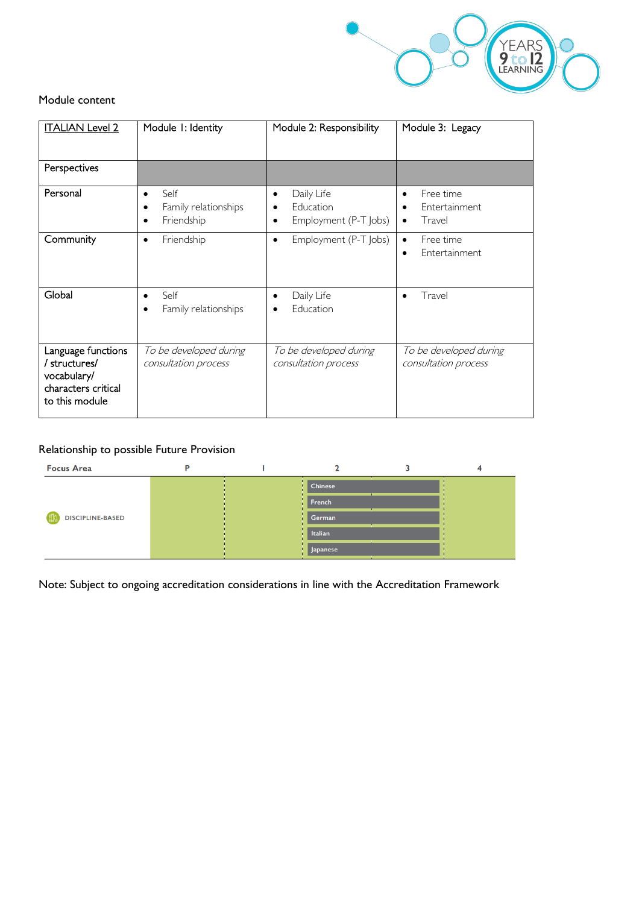Module content

| ITALIAN Level 2 | Module 1: Identity | Module 2: Responsibility | Module 3: Legacy |
|---|---|---|---|
| Perspectives | | | |
| Personal | • Self<br>• Family relationships<br>• Friendship | • Daily Life<br>• Education<br>• Employment (P-T Jobs) | • Free time<br>• Entertainment<br>• Travel |
| Community | • Friendship | • Employment (P-T Jobs) | • Free time<br>• Entertainment |
| Global | • Self<br>• Family relationships | • Daily Life<br>• Education | • Travel |
| Language functions / structures/ vocabulary/ characters critical to this module | *To be developed during consultation process* | *To be developed during consultation process* | *To be developed during consultation process* |

## Relationship to possible Future Provision

Focus Area
P
1
2
3
4
DISCIPLINE-BASED
Chinese
French
German
Italian
Japanese

Note: Subject to ongoing accreditation considerations in line with the Accreditation Framework